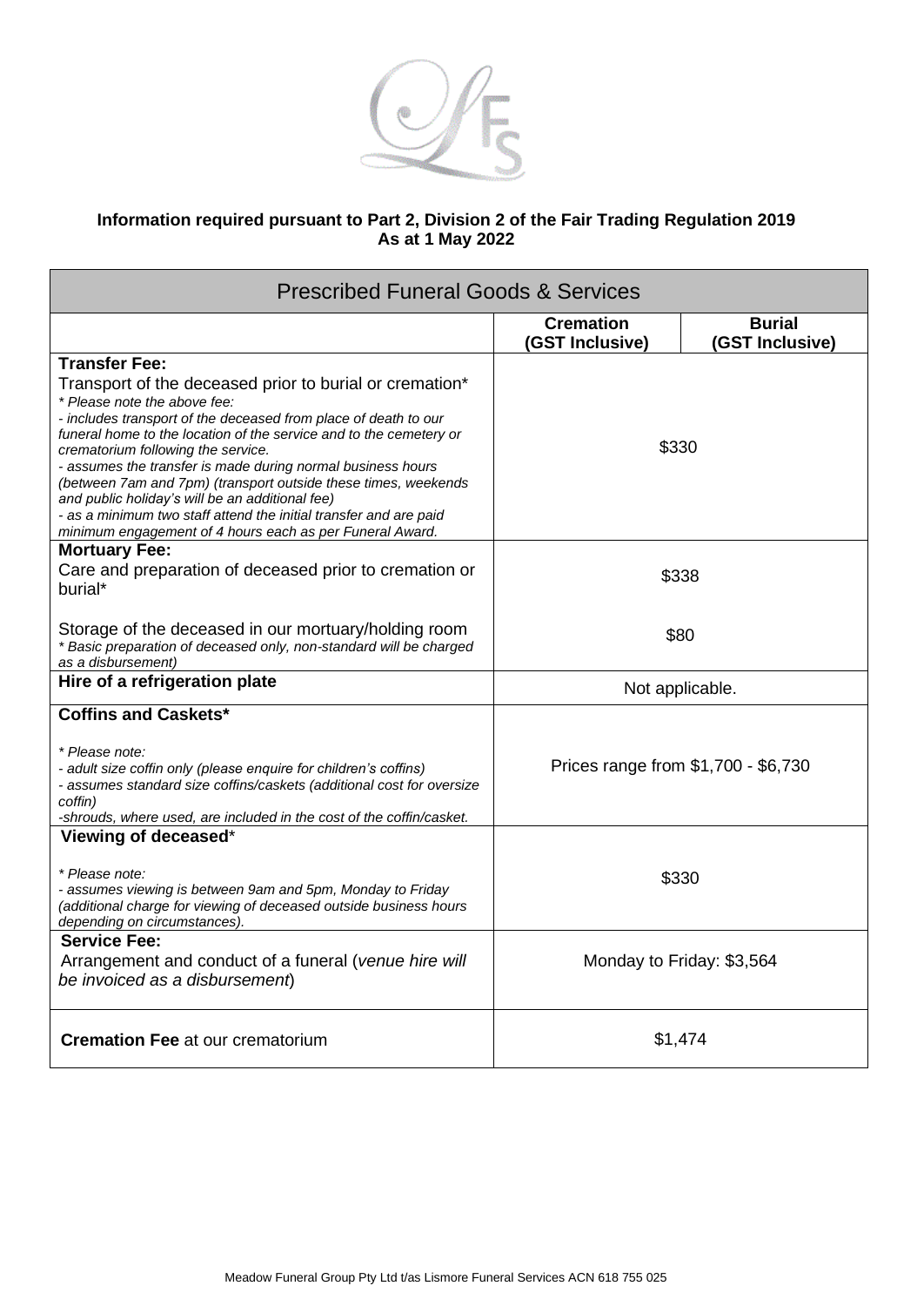**Information required pursuant to Part 2, Division 2 of the Fair Trading Regulation 2019**
**As at 1 May 2022**

| Prescribed Funeral Goods & Services | | |
|---|---|---|
| | **Cremation (GST Inclusive)** | **Burial (GST Inclusive)** |
| **Transfer Fee:** Transport of the deceased prior to burial or cremation* *\* Please note the above fee: - includes transport of the deceased from place of death to our funeral home to the location of the service and to the cemetery or crematorium following the service. - assumes the transfer is made during normal business hours (between 7am and 7pm) (transport outside these times, weekends and public holiday's will be an additional fee) - as a minimum two staff attend the initial transfer and are paid minimum engagement of 4 hours each as per Funeral Award.* | $330 | |
| **Mortuary Fee:** Care and preparation of deceased prior to cremation or burial* | $338 | |
| Storage of the deceased in our mortuary/holding room *\* Basic preparation of deceased only, non-standard will be charged as a disbursement)* | $80 | |
| **Hire of a refrigeration plate** | Not applicable. | |
| **Coffins and Caskets*** *\* Please note: - adult size coffin only (please enquire for children's coffins) - assumes standard size coffins/caskets (additional cost for oversize coffin) -shrouds, where used, are included in the cost of the coffin/casket.* | Prices range from $1,700 - $6,730 | |
| **Viewing of deceased*** *\* Please note: - assumes viewing is between 9am and 5pm, Monday to Friday (additional charge for viewing of deceased outside business hours depending on circumstances).* | $330 | |
| **Service Fee:** Arrangement and conduct of a funeral (*venue hire will be invoiced as a disbursement*) | Monday to Friday: $3,564 | |
| **Cremation Fee** at our crematorium | $1,474 | |

Meadow Funeral Group Pty Ltd t/as Lismore Funeral Services ACN 618 755 025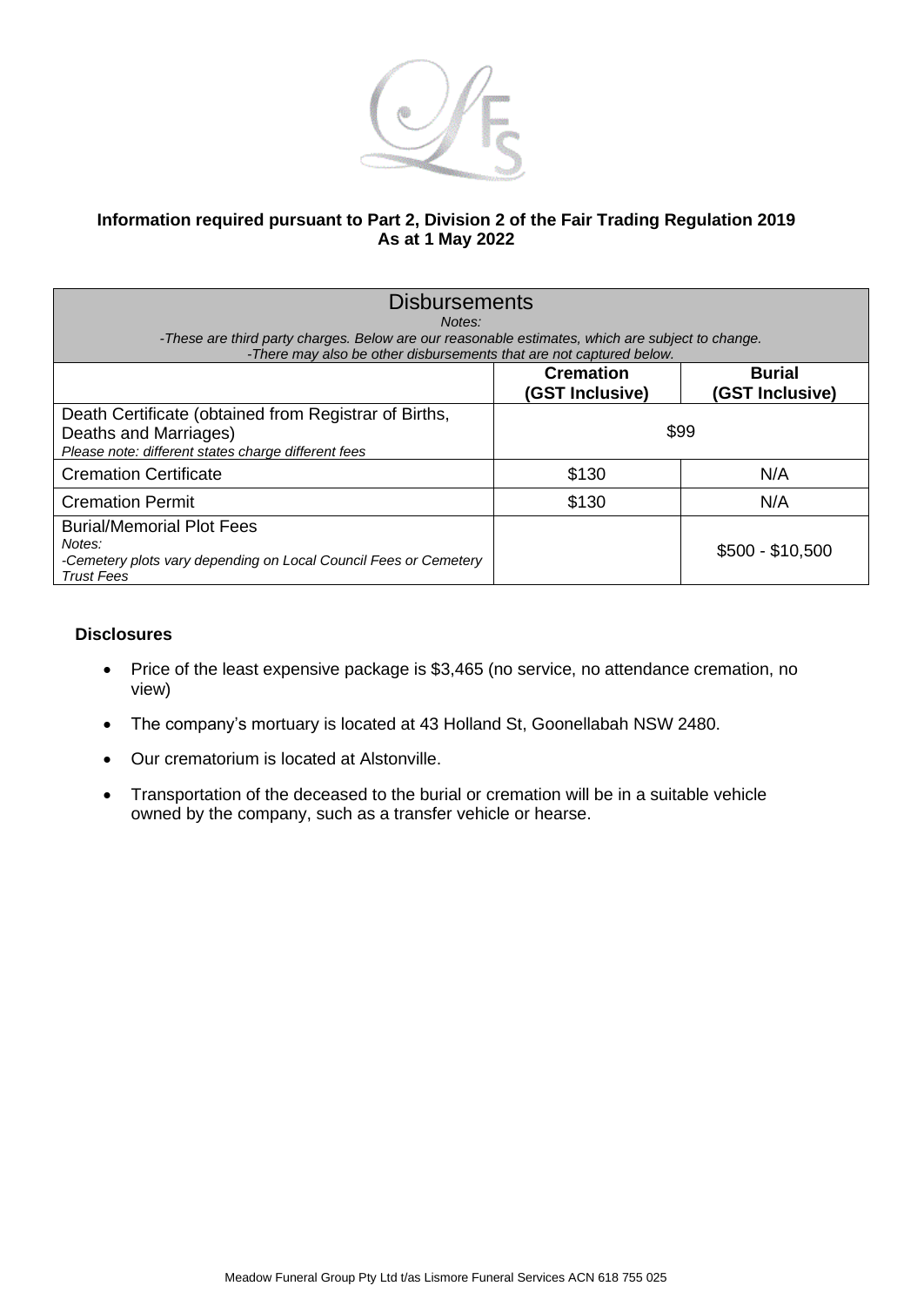**Information required pursuant to Part 2, Division 2 of the Fair Trading Regulation 2019**
**As at 1 May 2022**

| Disbursements | | |
|---|---|---|
| *Notes:* *-These are third party charges. Below are our reasonable estimates, which are subject to change.* *-There may also be other disbursements that are not captured below.* | | |
| | **Cremation (GST Inclusive)** | **Burial (GST Inclusive)** |
| Death Certificate (obtained from Registrar of Births, Deaths and Marriages) *Please note: different states charge different fees* | $99 | |
| Cremation Certificate | $130 | N/A |
| Cremation Permit | $130 | N/A |
| Burial/Memorial Plot Fees *Notes:* *-Cemetery plots vary depending on Local Council Fees or Cemetery Trust Fees* | | $500 - $10,500 |

**Disclosures**

- Price of the least expensive package is $3,465 (no service, no attendance cremation, no view)
- The company's mortuary is located at 43 Holland St, Goonellabah NSW 2480.
- Our crematorium is located at Alstonville.
- Transportation of the deceased to the burial or cremation will be in a suitable vehicle owned by the company, such as a transfer vehicle or hearse.

Meadow Funeral Group Pty Ltd t/as Lismore Funeral Services ACN 618 755 025